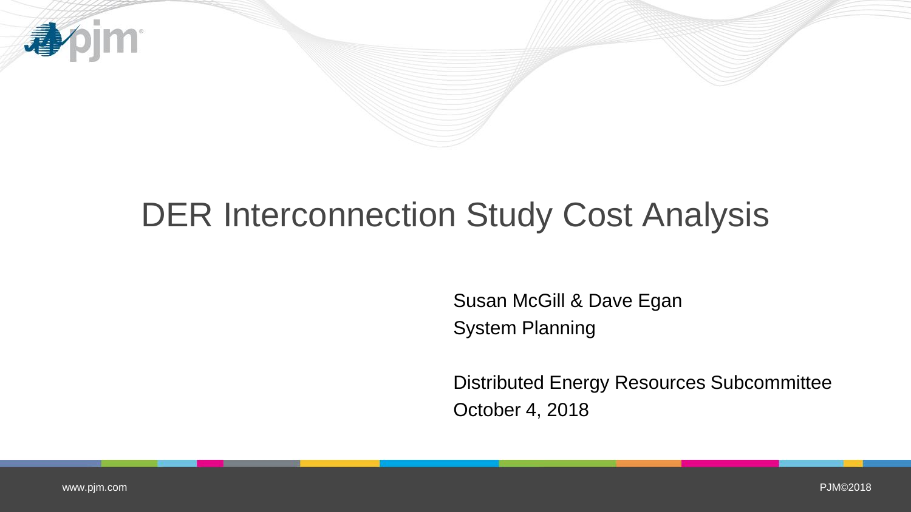# DER Interconnection Study Cost Analysis

Susan McGill & Dave Egan
System Planning

Distributed Energy Resources Subcommittee
October 4, 2018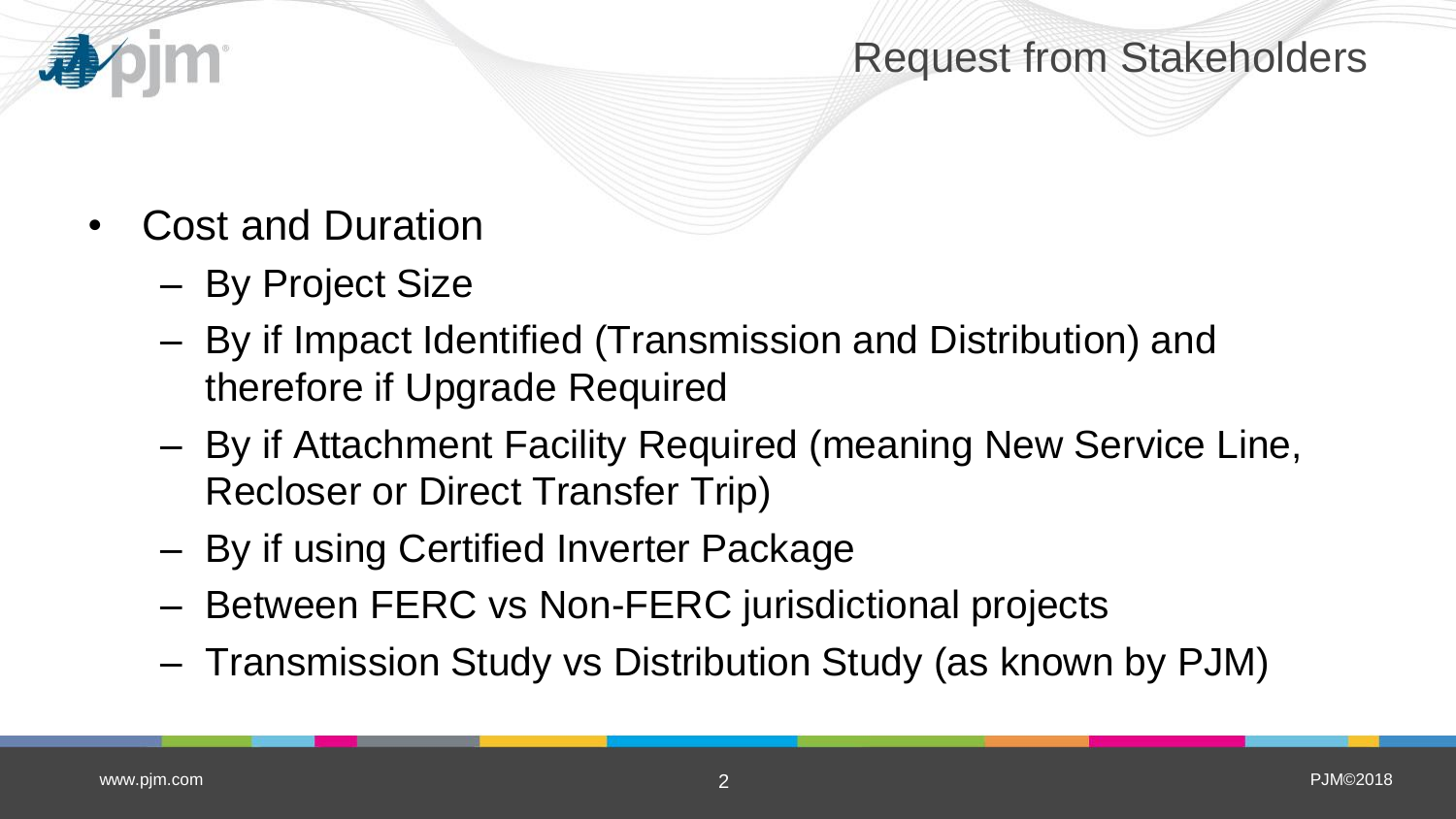# Request from Stakeholders

- Cost and Duration
  - By Project Size
  - By if Impact Identified (Transmission and Distribution) and therefore if Upgrade Required
  - By if Attachment Facility Required (meaning New Service Line, Recloser or Direct Transfer Trip)
  - By if using Certified Inverter Package
  - Between FERC vs Non-FERC jurisdictional projects
  - Transmission Study vs Distribution Study (as known by PJM)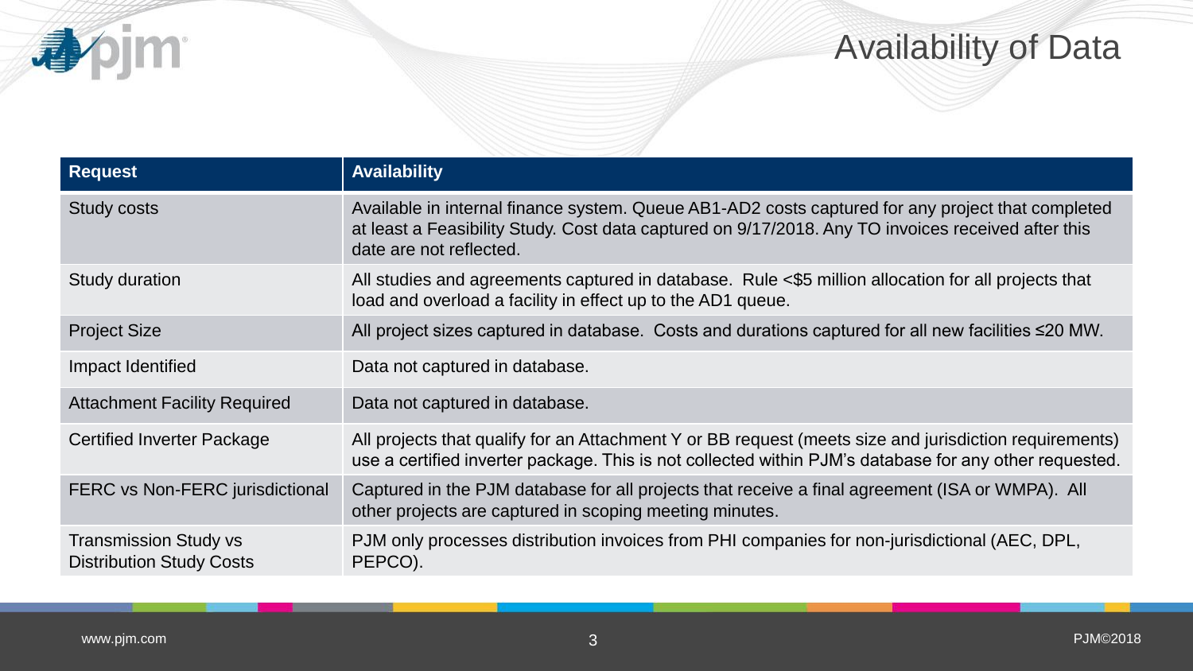# Availability of Data

| Request | Availability |
| --- | --- |
| Study costs | Available in internal finance system. Queue AB1-AD2 costs captured for any project that completed at least a Feasibility Study. Cost data captured on 9/17/2018. Any TO invoices received after this date are not reflected. |
| Study duration | All studies and agreements captured in database. Rule <$5 million allocation for all projects that load and overload a facility in effect up to the AD1 queue. |
| Project Size | All project sizes captured in database. Costs and durations captured for all new facilities ≤20 MW. |
| Impact Identified | Data not captured in database. |
| Attachment Facility Required | Data not captured in database. |
| Certified Inverter Package | All projects that qualify for an Attachment Y or BB request (meets size and jurisdiction requirements) use a certified inverter package. This is not collected within PJM's database for any other requested. |
| FERC vs Non-FERC jurisdictional | Captured in the PJM database for all projects that receive a final agreement (ISA or WMPA). All other projects are captured in scoping meeting minutes. |
| Transmission Study vs Distribution Study Costs | PJM only processes distribution invoices from PHI companies for non-jurisdictional (AEC, DPL, PEPCO). |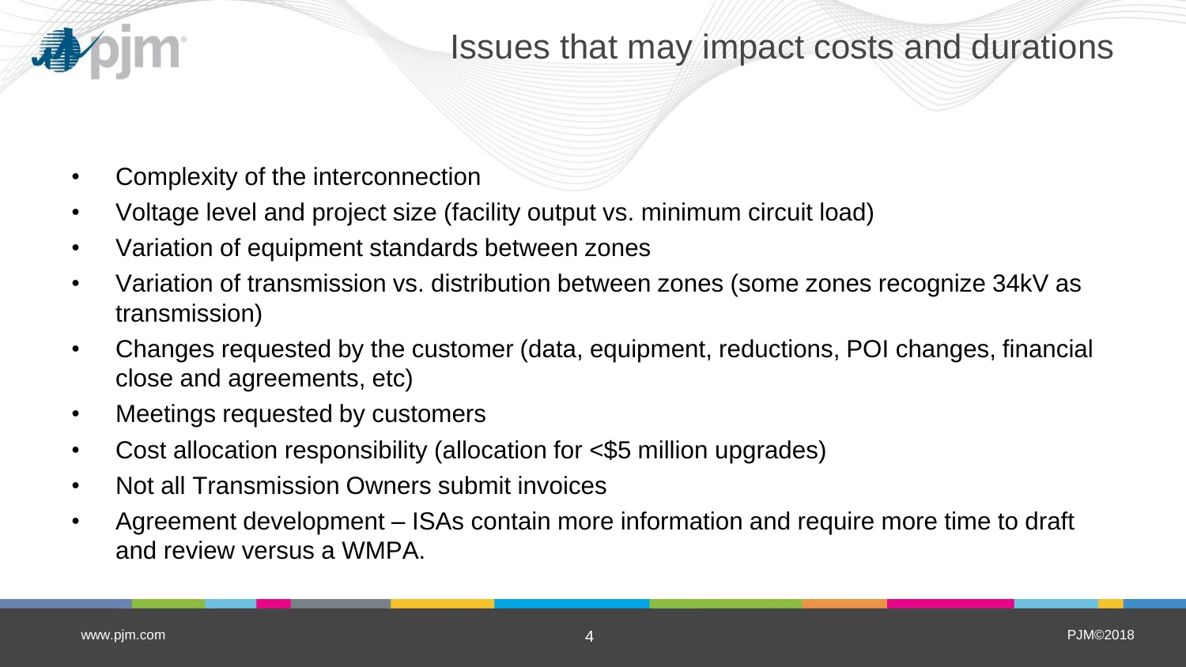# Issues that may impact costs and durations

- Complexity of the interconnection
- Voltage level and project size (facility output vs. minimum circuit load)
- Variation of equipment standards between zones
- Variation of transmission vs. distribution between zones (some zones recognize 34kV as transmission)
- Changes requested by the customer (data, equipment, reductions, POI changes, financial close and agreements, etc)
- Meetings requested by customers
- Cost allocation responsibility (allocation for <$5 million upgrades)
- Not all Transmission Owners submit invoices
- Agreement development – ISAs contain more information and require more time to draft and review versus a WMPA.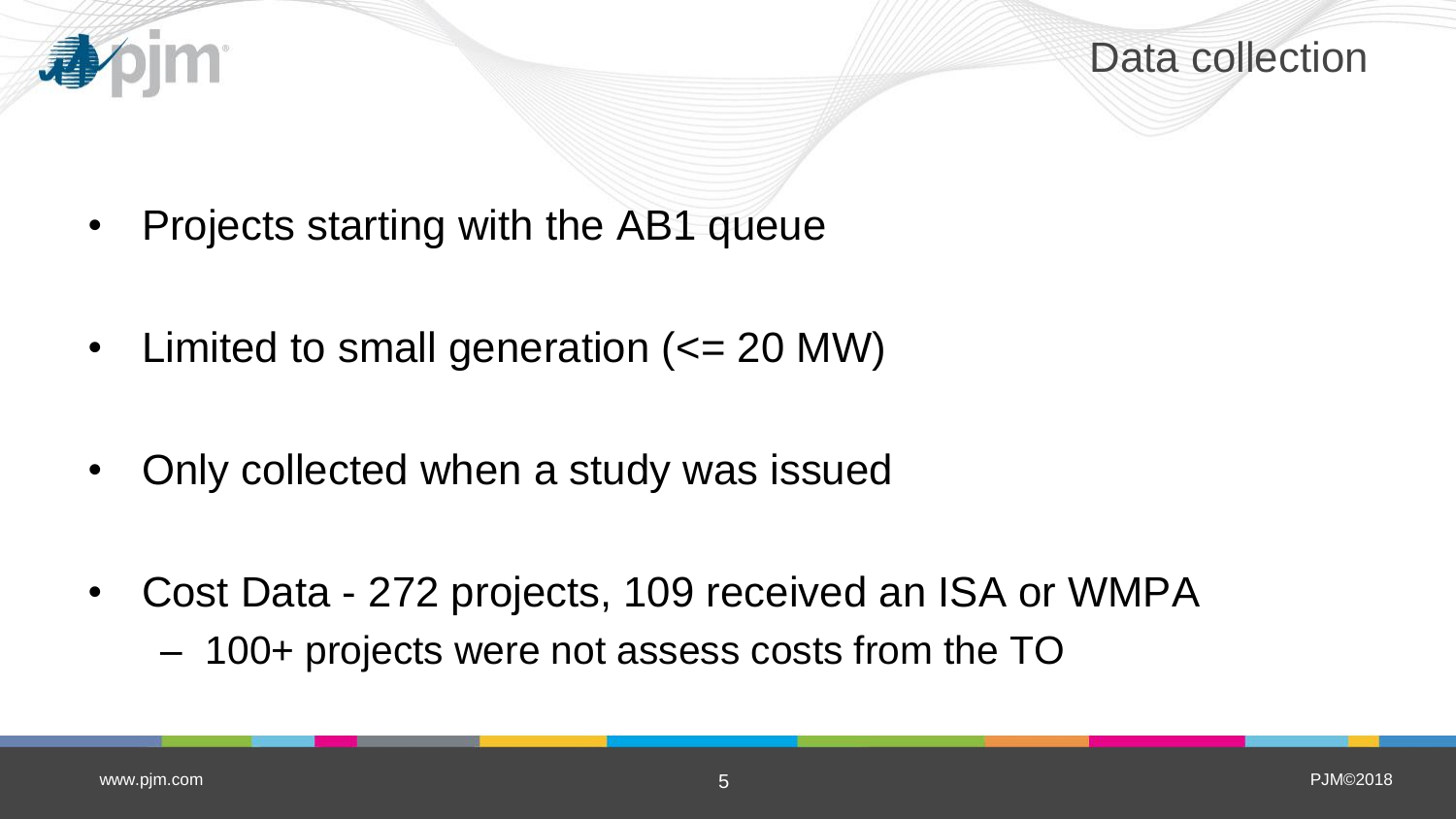# Data collection

- Projects starting with the AB1 queue
- Limited to small generation (<= 20 MW)
- Only collected when a study was issued
- Cost Data - 272 projects, 109 received an ISA or WMPA
  - 100+ projects were not assess costs from the TO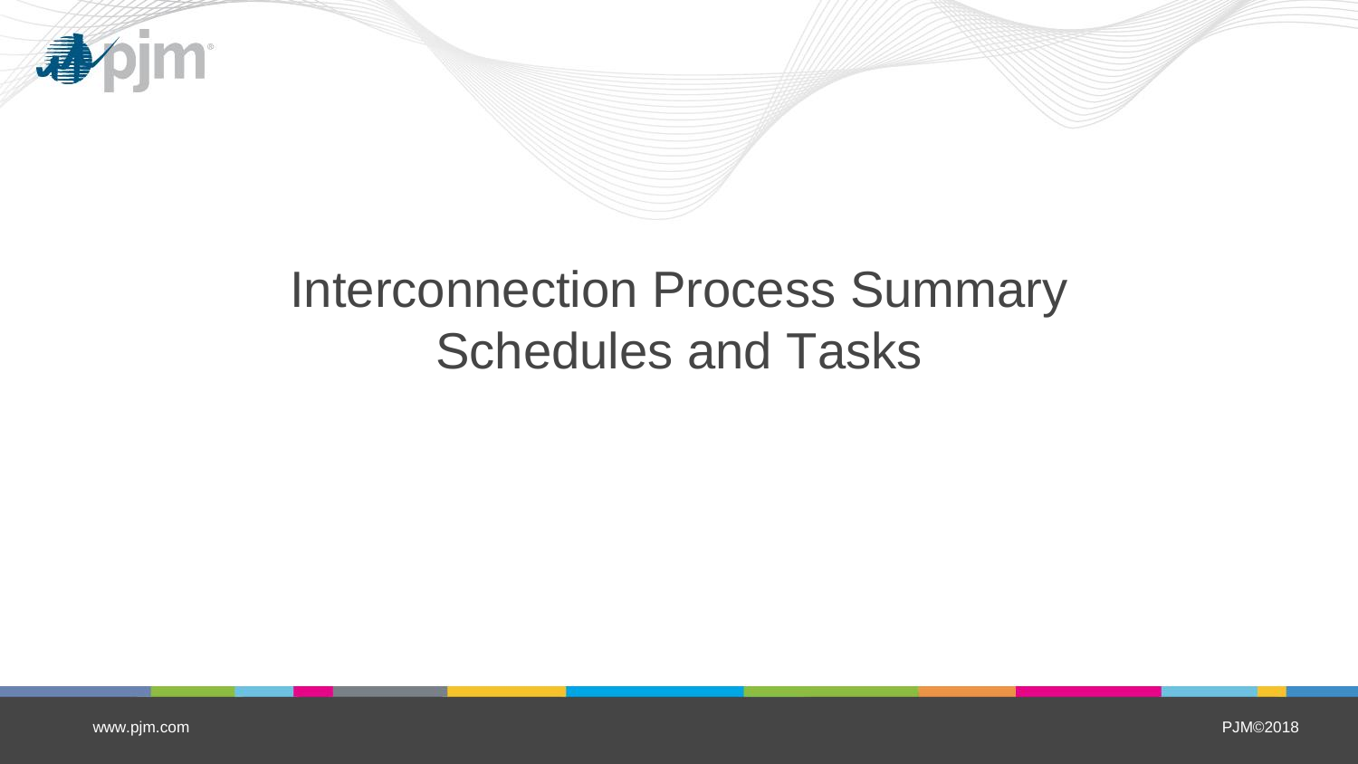# Interconnection Process Summary Schedules and Tasks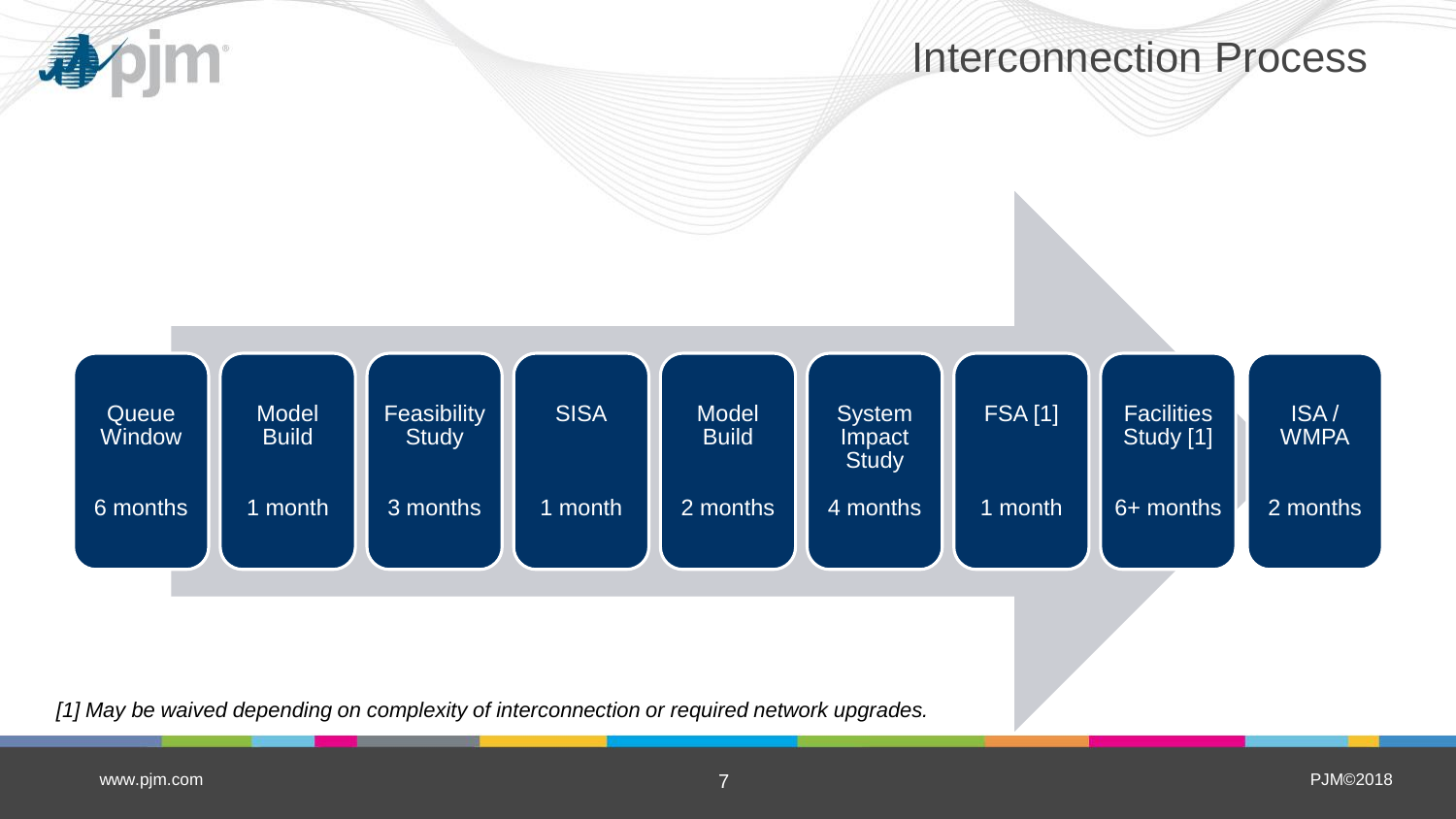# Interconnection Process

Queue Window
6 months

Model Build
1 month

Feasibility Study
3 months

SISA
1 month

Model Build
2 months

System Impact Study
4 months

FSA [1]
1 month

Facilities Study [1]
6+ months

ISA / WMPA
2 months

*[1] May be waived depending on complexity of interconnection or required network upgrades.*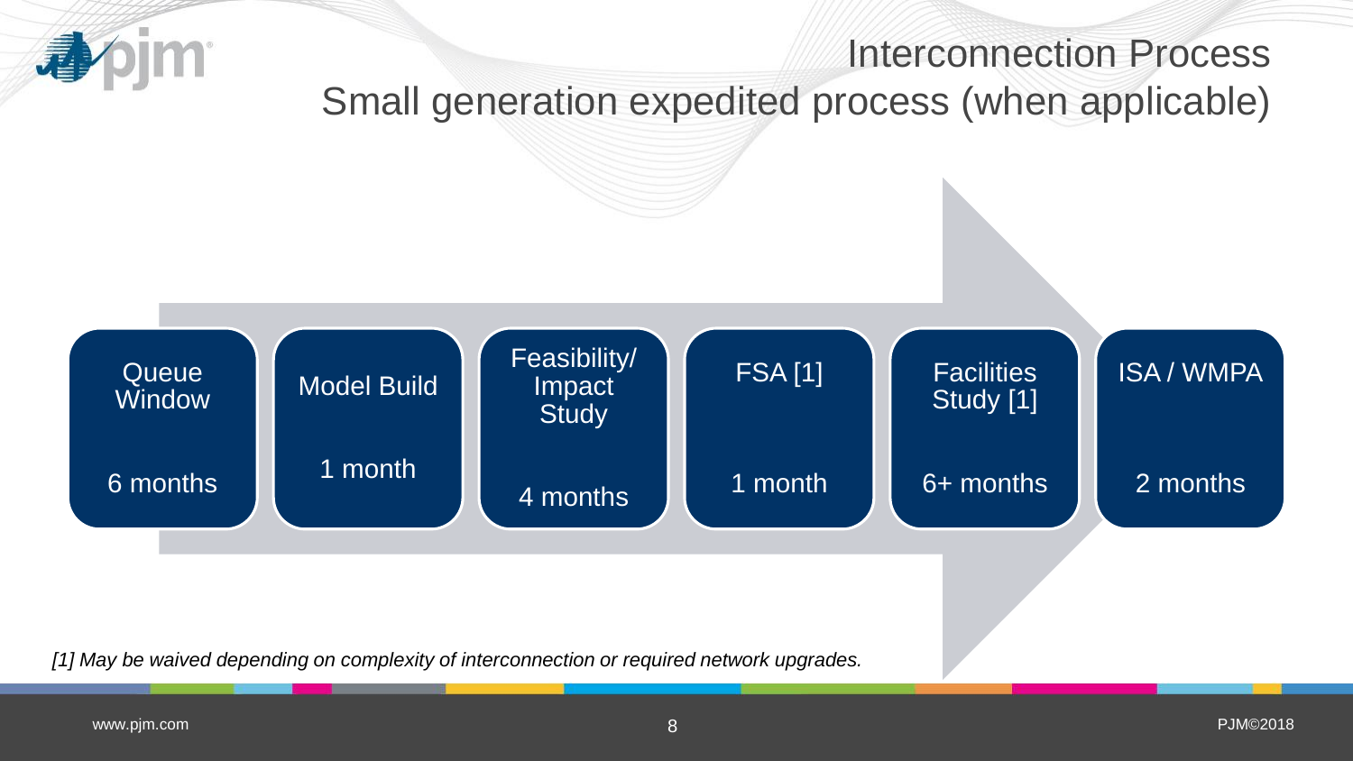# Interconnection Process

## Small generation expedited process (when applicable)

Queue Window
6 months

Model Build
1 month

Feasibility/ Impact Study
4 months

FSA [1]
1 month

Facilities Study [1]
6+ months

ISA / WMPA
2 months

*[1] May be waived depending on complexity of interconnection or required network upgrades.*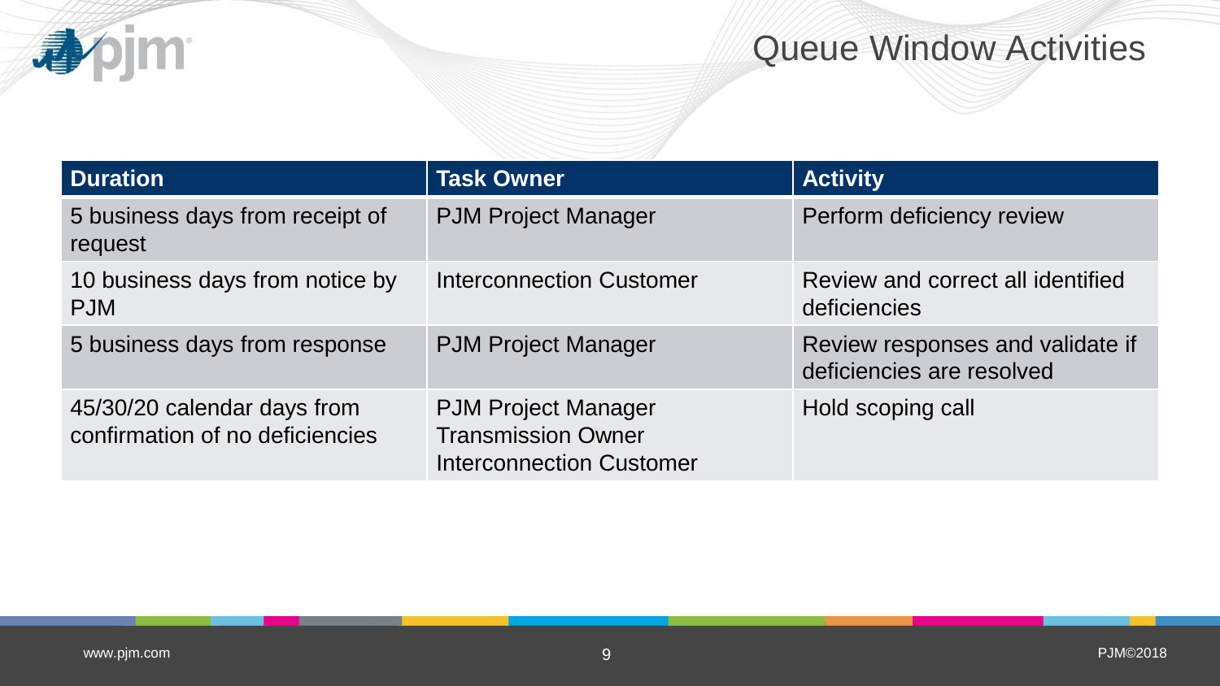# Queue Window Activities

| Duration | Task Owner | Activity |
| --- | --- | --- |
| 5 business days from receipt of request | PJM Project Manager | Perform deficiency review |
| 10 business days from notice by PJM | Interconnection Customer | Review and correct all identified deficiencies |
| 5 business days from response | PJM Project Manager | Review responses and validate if deficiencies are resolved |
| 45/30/20 calendar days from confirmation of no deficiencies | PJM Project Manager<br>Transmission Owner<br>Interconnection Customer | Hold scoping call |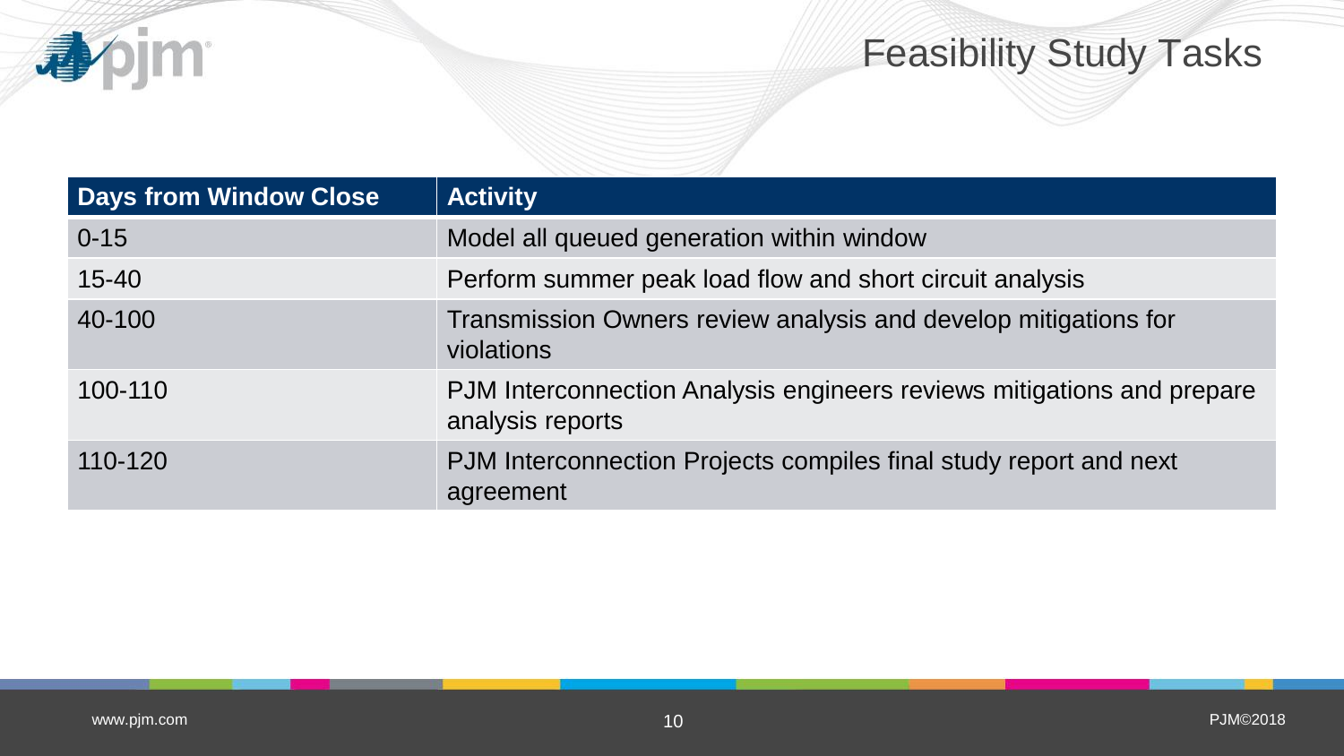# Feasibility Study Tasks

| Days from Window Close | Activity |
| --- | --- |
| 0-15 | Model all queued generation within window |
| 15-40 | Perform summer peak load flow and short circuit analysis |
| 40-100 | Transmission Owners review analysis and develop mitigations for violations |
| 100-110 | PJM Interconnection Analysis engineers reviews mitigations and prepare analysis reports |
| 110-120 | PJM Interconnection Projects compiles final study report and next agreement |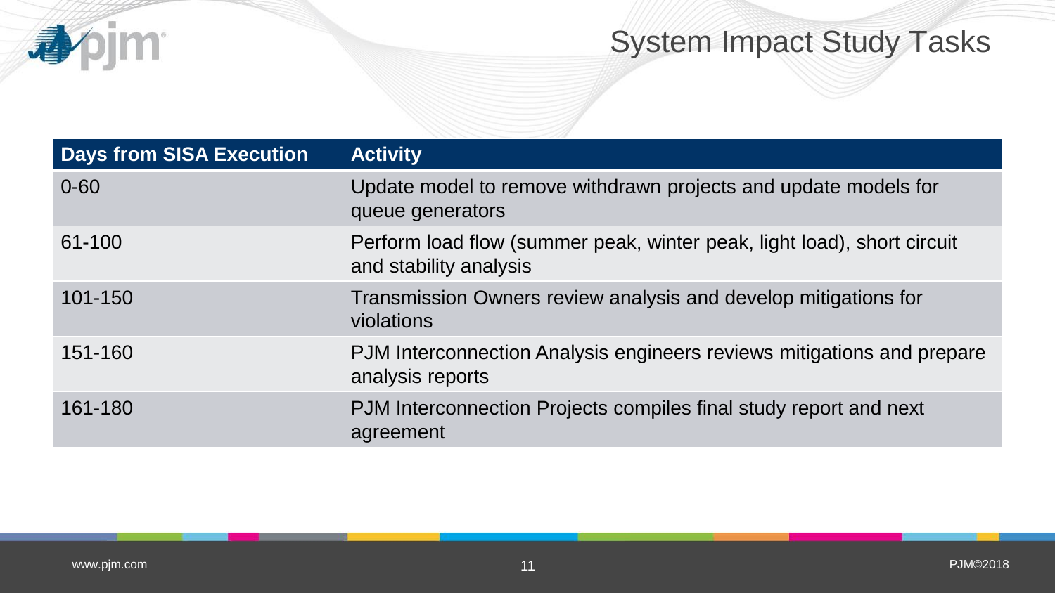# System Impact Study Tasks

| Days from SISA Execution | Activity |
| --- | --- |
| 0-60 | Update model to remove withdrawn projects and update models for queue generators |
| 61-100 | Perform load flow (summer peak, winter peak, light load), short circuit and stability analysis |
| 101-150 | Transmission Owners review analysis and develop mitigations for violations |
| 151-160 | PJM Interconnection Analysis engineers reviews mitigations and prepare analysis reports |
| 161-180 | PJM Interconnection Projects compiles final study report and next agreement |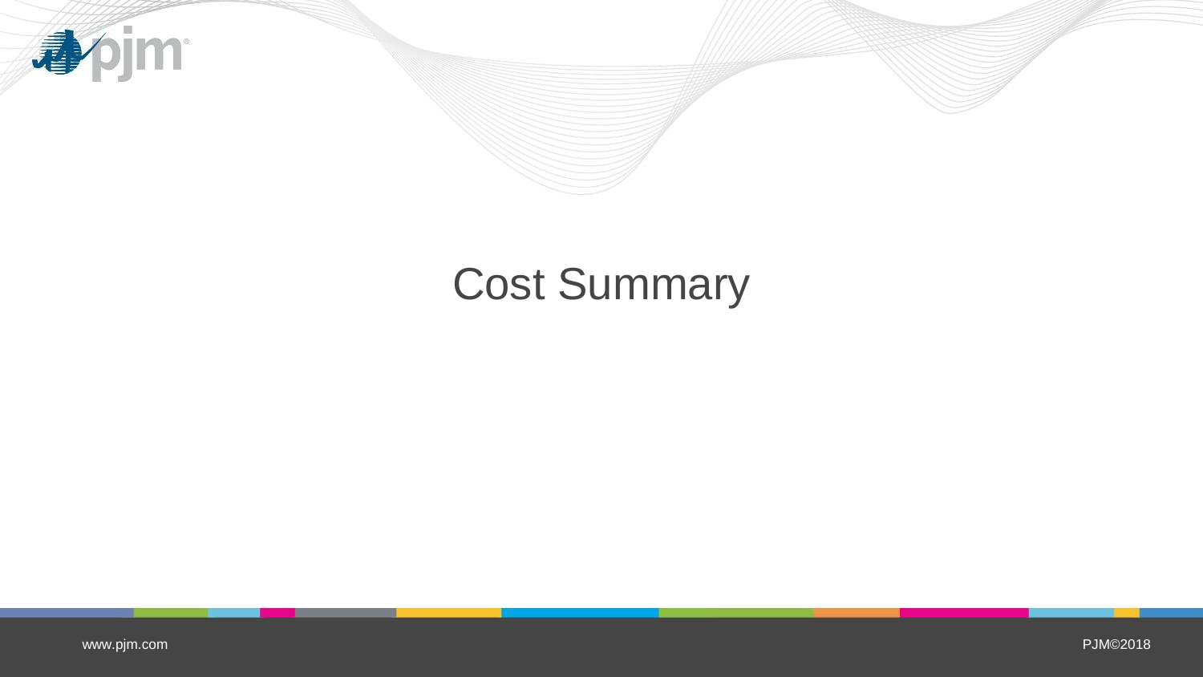# Cost Summary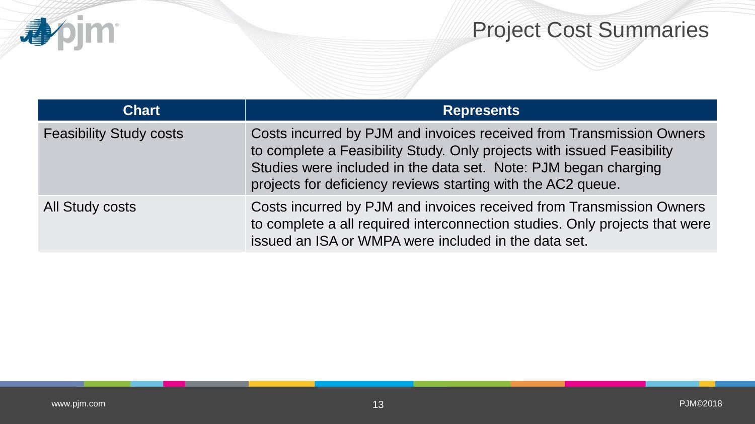# Project Cost Summaries

| Chart | Represents |
| --- | --- |
| Feasibility Study costs | Costs incurred by PJM and invoices received from Transmission Owners to complete a Feasibility Study. Only projects with issued Feasibility Studies were included in the data set. Note: PJM began charging projects for deficiency reviews starting with the AC2 queue. |
| All Study costs | Costs incurred by PJM and invoices received from Transmission Owners to complete a all required interconnection studies. Only projects that were issued an ISA or WMPA were included in the data set. |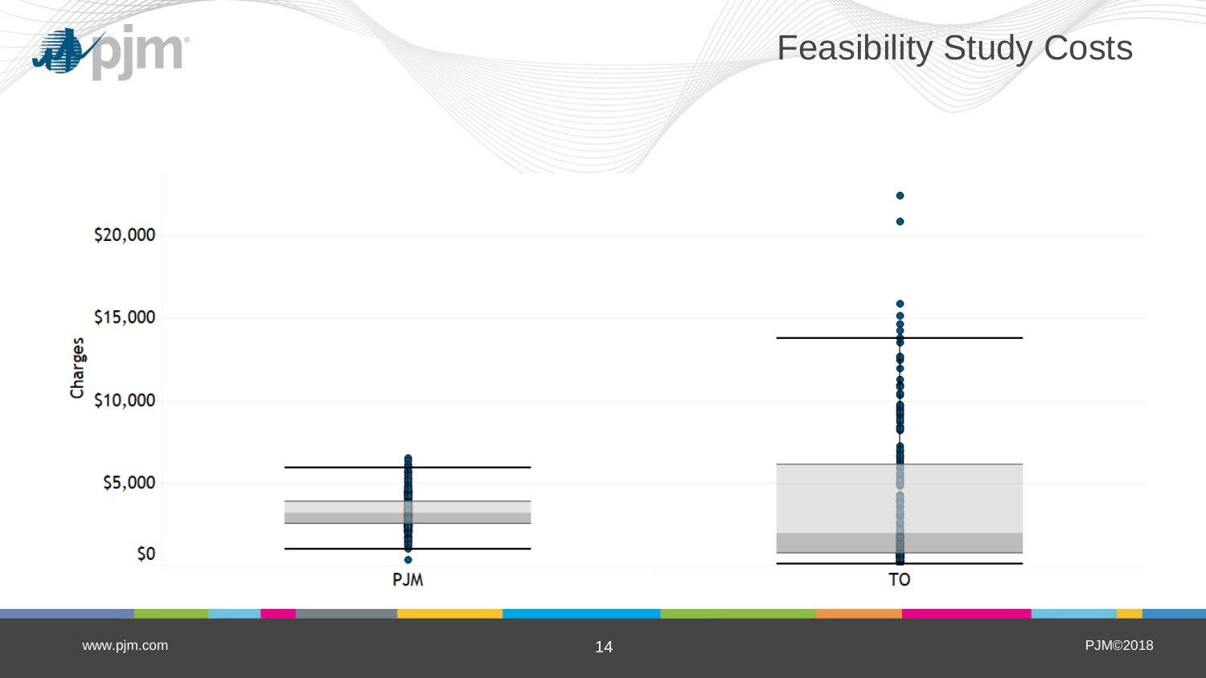# Feasibility Study Costs

Charges

$20,000

$15,000

$10,000

$5,000

$0

PJM

TO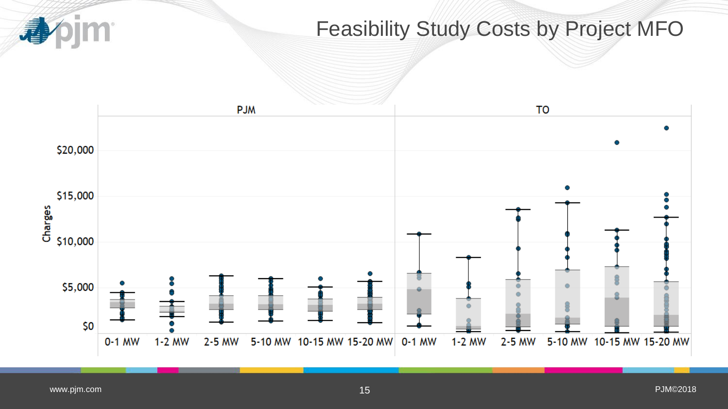# Feasibility Study Costs by Project MFO

PJM

TO

Charges

$20,000

$15,000

$10,000

$5,000

$0

0-1 MW 1-2 MW 2-5 MW 5-10 MW 10-15 MW 15-20 MW

0-1 MW 1-2 MW 2-5 MW 5-10 MW 10-15 MW 15-20 MW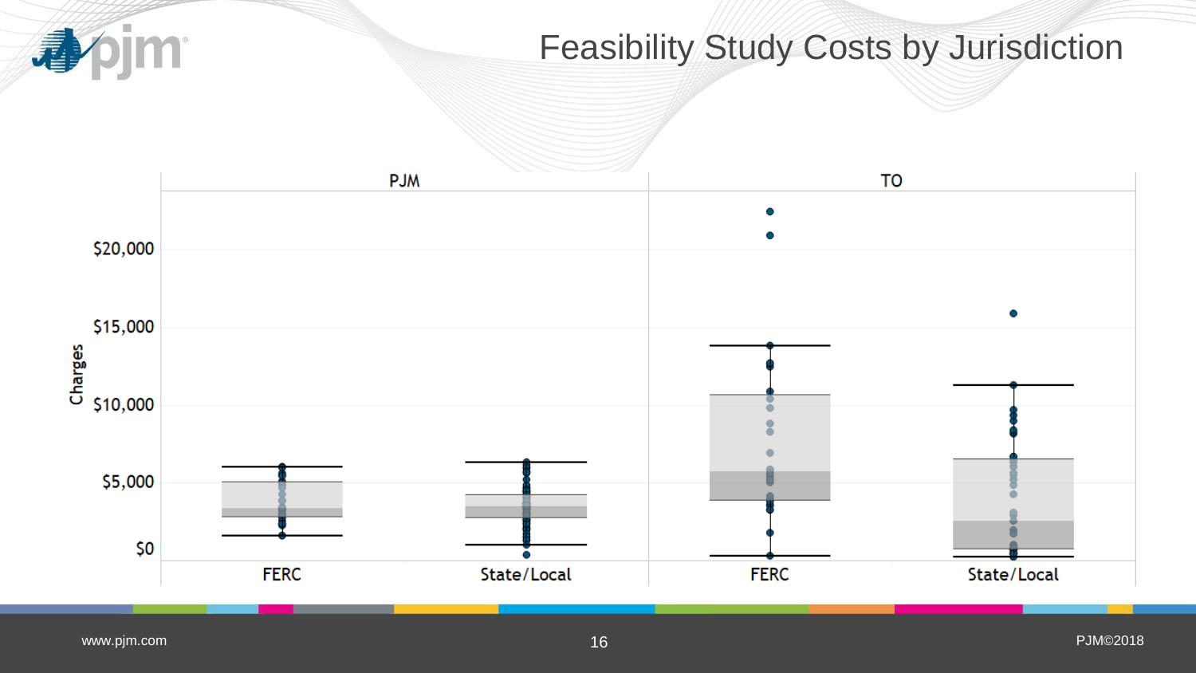# Feasibility Study Costs by Jurisdiction

PJM

TO

Charges

$20,000

$15,000

$10,000

$5,000

$0

FERC

State/Local

FERC

State/Local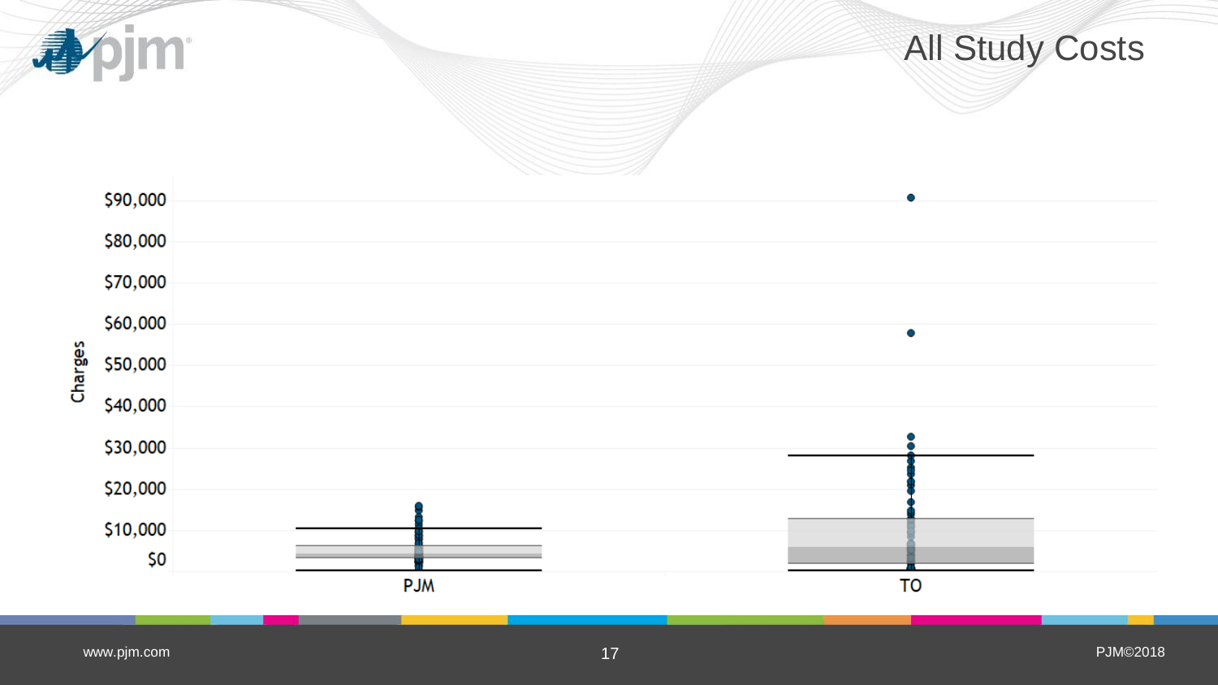# All Study Costs

Charges

$90,000
$80,000
$70,000
$60,000
$50,000
$40,000
$30,000
$20,000
$10,000
$0

PJM
TO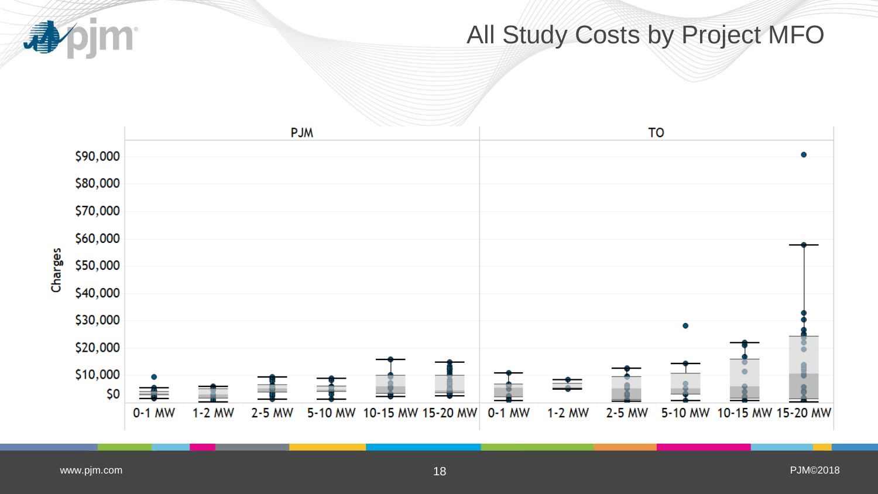# All Study Costs by Project MFO

PJM

TO

Charges

$90,000
$80,000
$70,000
$60,000
$50,000
$40,000
$30,000
$20,000
$10,000
$0

0-1 MW
1-2 MW
2-5 MW
5-10 MW
10-15 MW
15-20 MW
0-1 MW
1-2 MW
2-5 MW
5-10 MW
10-15 MW
15-20 MW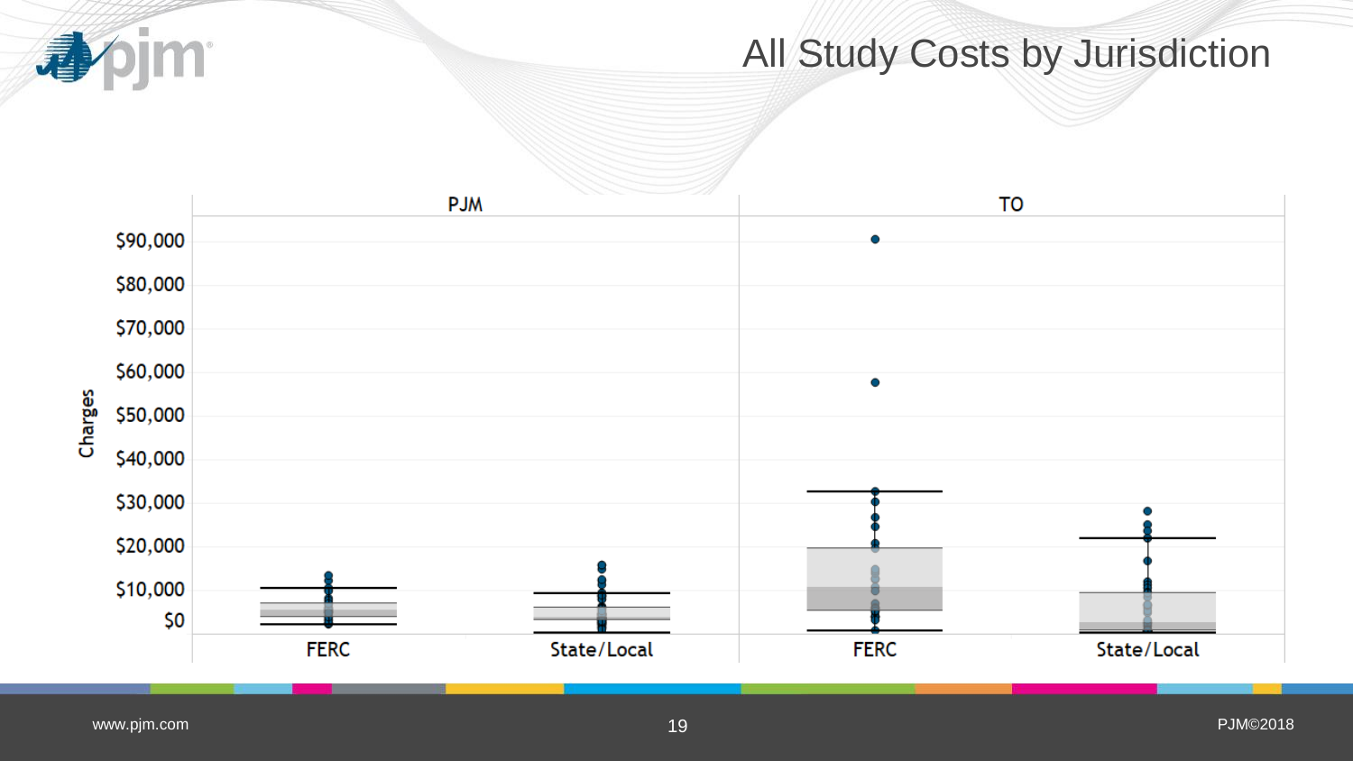# All Study Costs by Jurisdiction

PJM

TO

Charges

$90,000

$80,000

$70,000

$60,000

$50,000

$40,000

$30,000

$20,000

$10,000

$0

FERC

State/Local

FERC

State/Local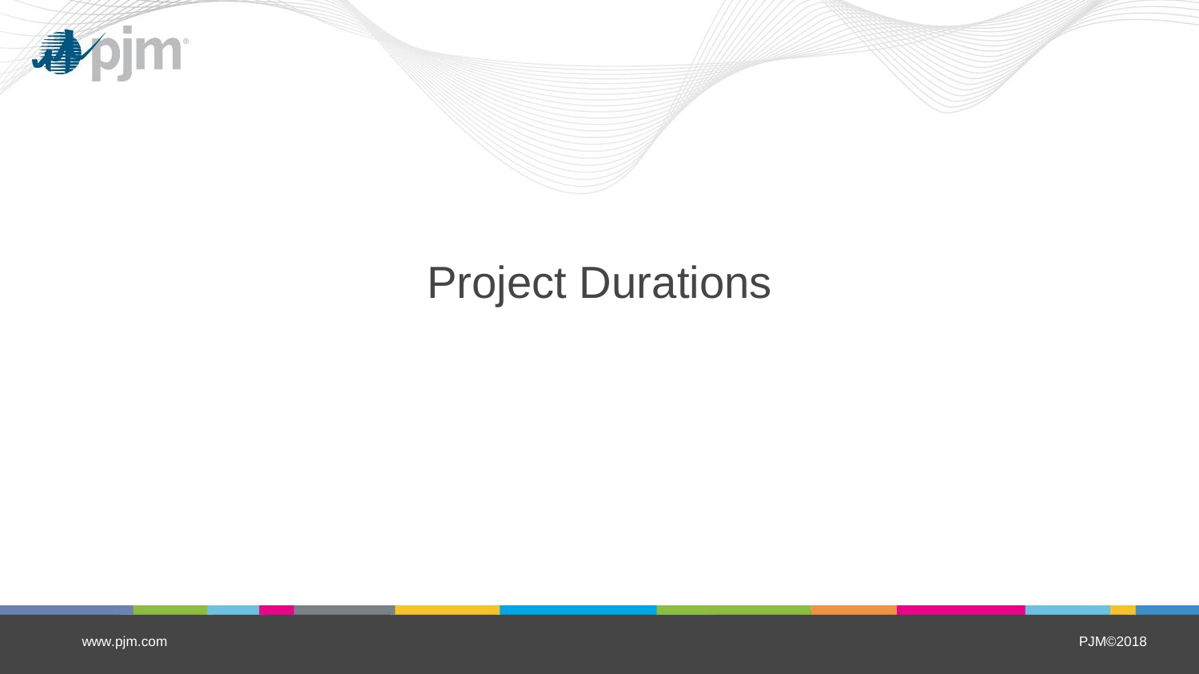# Project Durations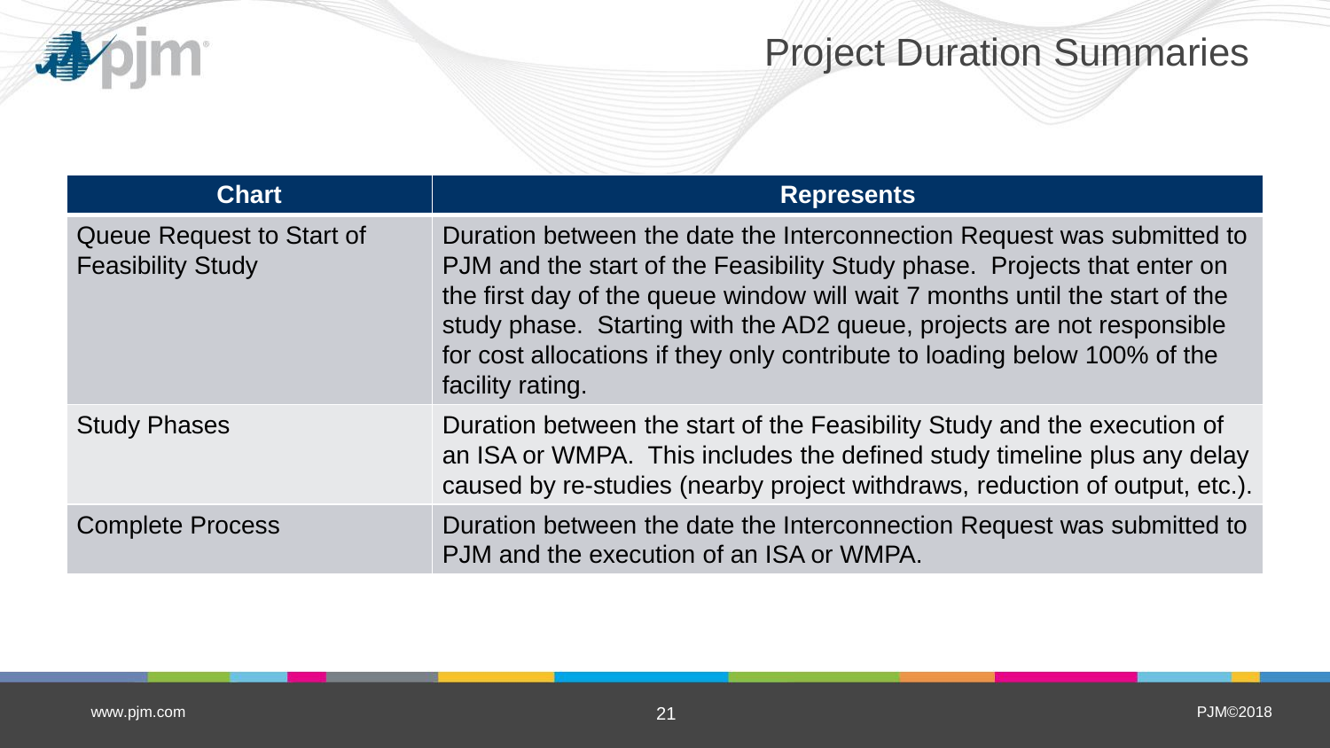# Project Duration Summaries

| Chart | Represents |
| --- | --- |
| Queue Request to Start of Feasibility Study | Duration between the date the Interconnection Request was submitted to PJM and the start of the Feasibility Study phase. Projects that enter on the first day of the queue window will wait 7 months until the start of the study phase. Starting with the AD2 queue, projects are not responsible for cost allocations if they only contribute to loading below 100% of the facility rating. |
| Study Phases | Duration between the start of the Feasibility Study and the execution of an ISA or WMPA. This includes the defined study timeline plus any delay caused by re-studies (nearby project withdraws, reduction of output, etc.). |
| Complete Process | Duration between the date the Interconnection Request was submitted to PJM and the execution of an ISA or WMPA. |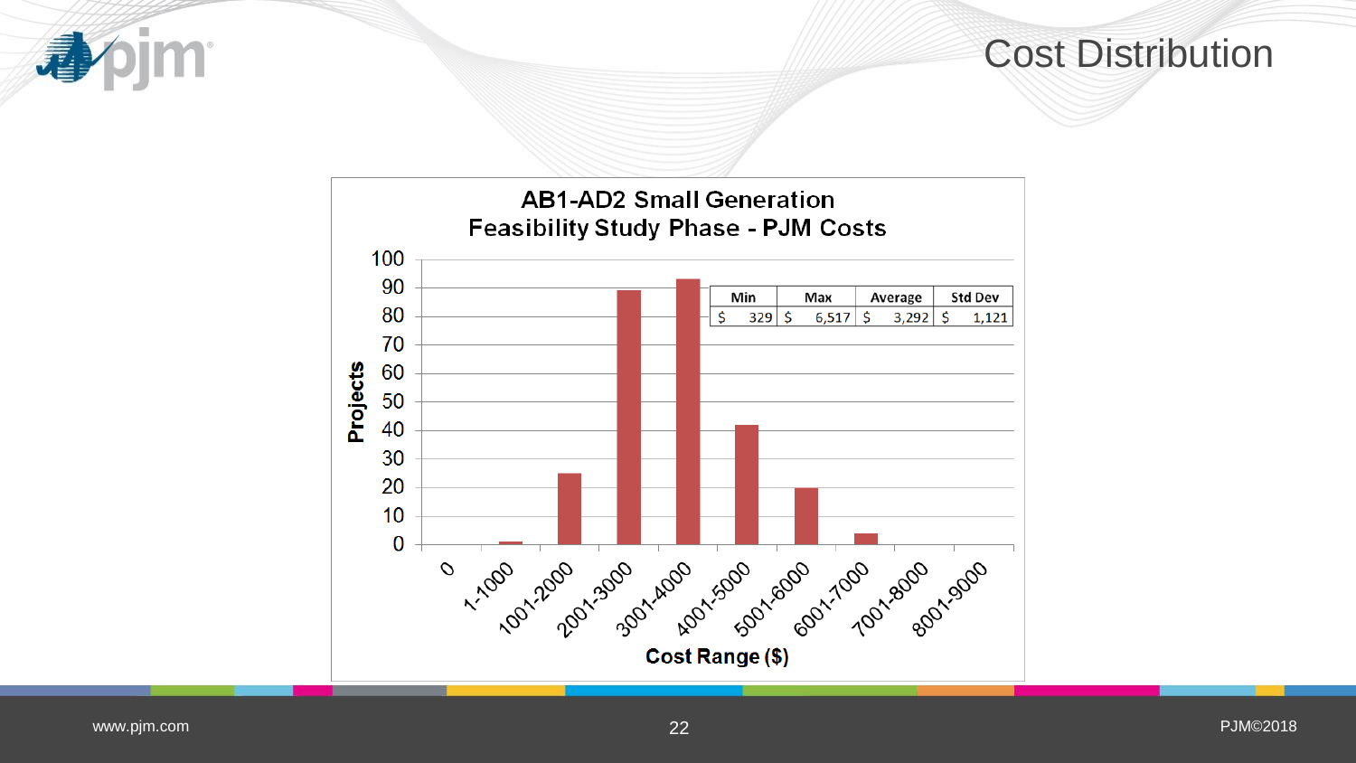# Cost Distribution

AB1-AD2 Small Generation
Feasibility Study Phase - PJM Costs

| Min | Max | Average | Std Dev |
| --- | --- | --- | --- |
| $ 329 | $ 6,517 | $ 3,292 | $ 1,121 |

Projects

100
90
80
70
60
50
40
30
20
10
0

0
1-1000
1001-2000
2001-3000
3001-4000
4001-5000
5001-6000
6001-7000
7001-8000
8001-9000

Cost Range ($)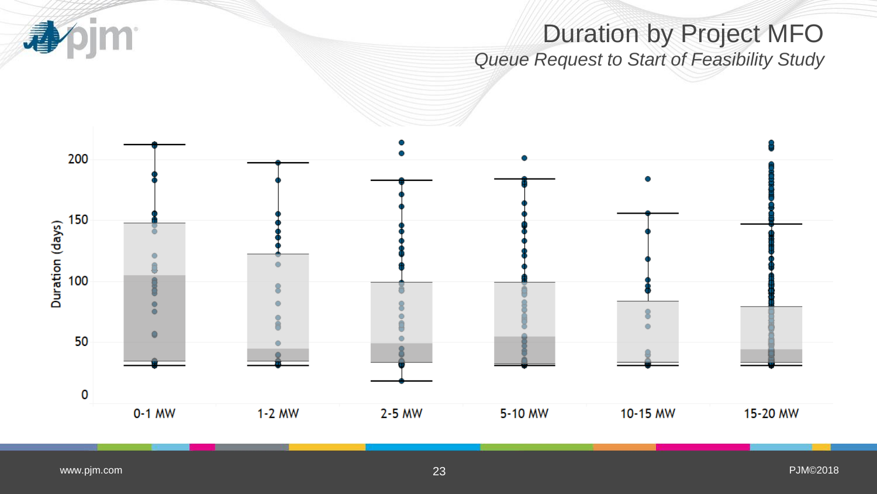# Duration by Project MFO

*Queue Request to Start of Feasibility Study*

Duration (days)

200

150

100

50

0

0-1 MW

1-2 MW

2-5 MW

5-10 MW

10-15 MW

15-20 MW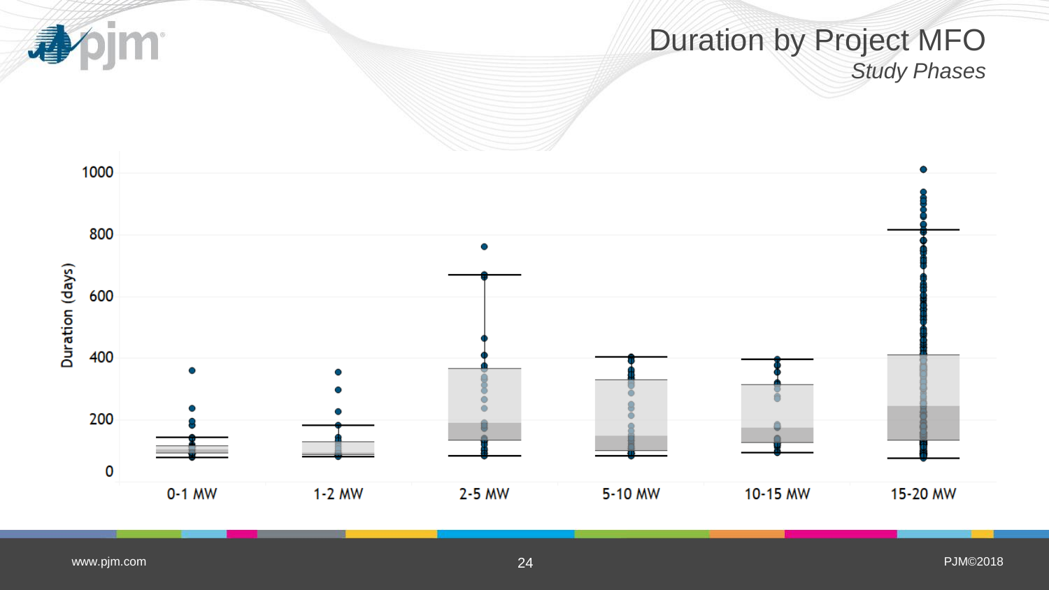# Duration by Project MFO

*Study Phases*

Duration (days)

1000

800

600

400

200

0

0-1 MW

1-2 MW

2-5 MW

5-10 MW

10-15 MW

15-20 MW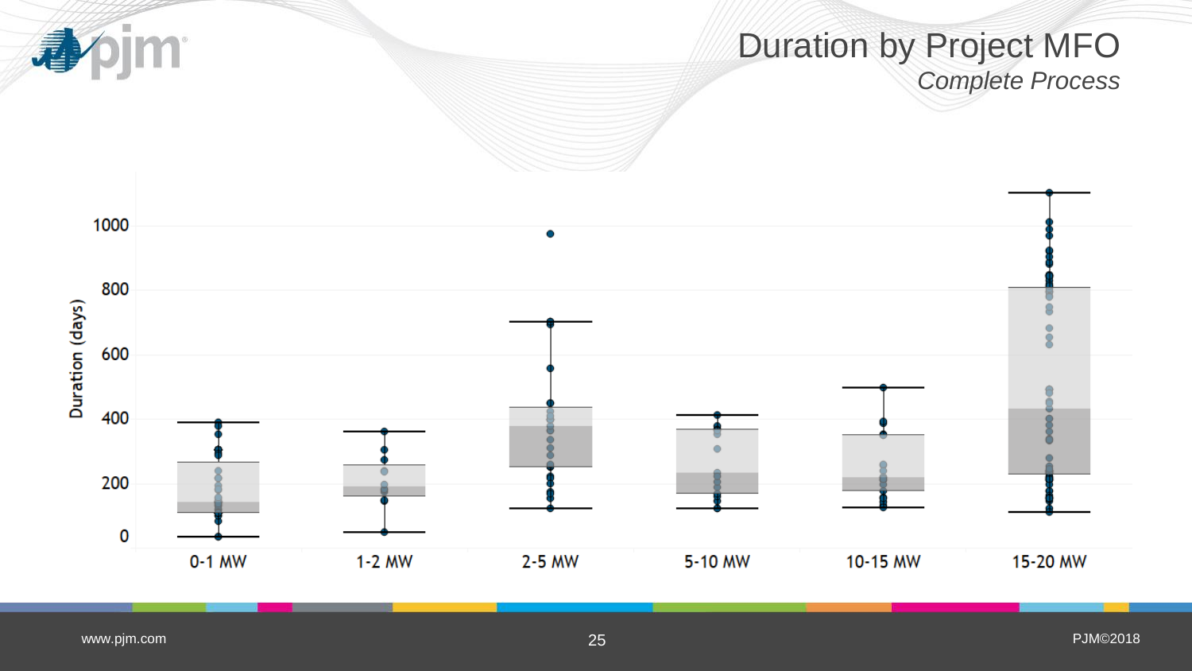# Duration by Project MFO

*Complete Process*

Duration (days)

1000
800
600
400
200
0

0-1 MW
1-2 MW
2-5 MW
5-10 MW
10-15 MW
15-20 MW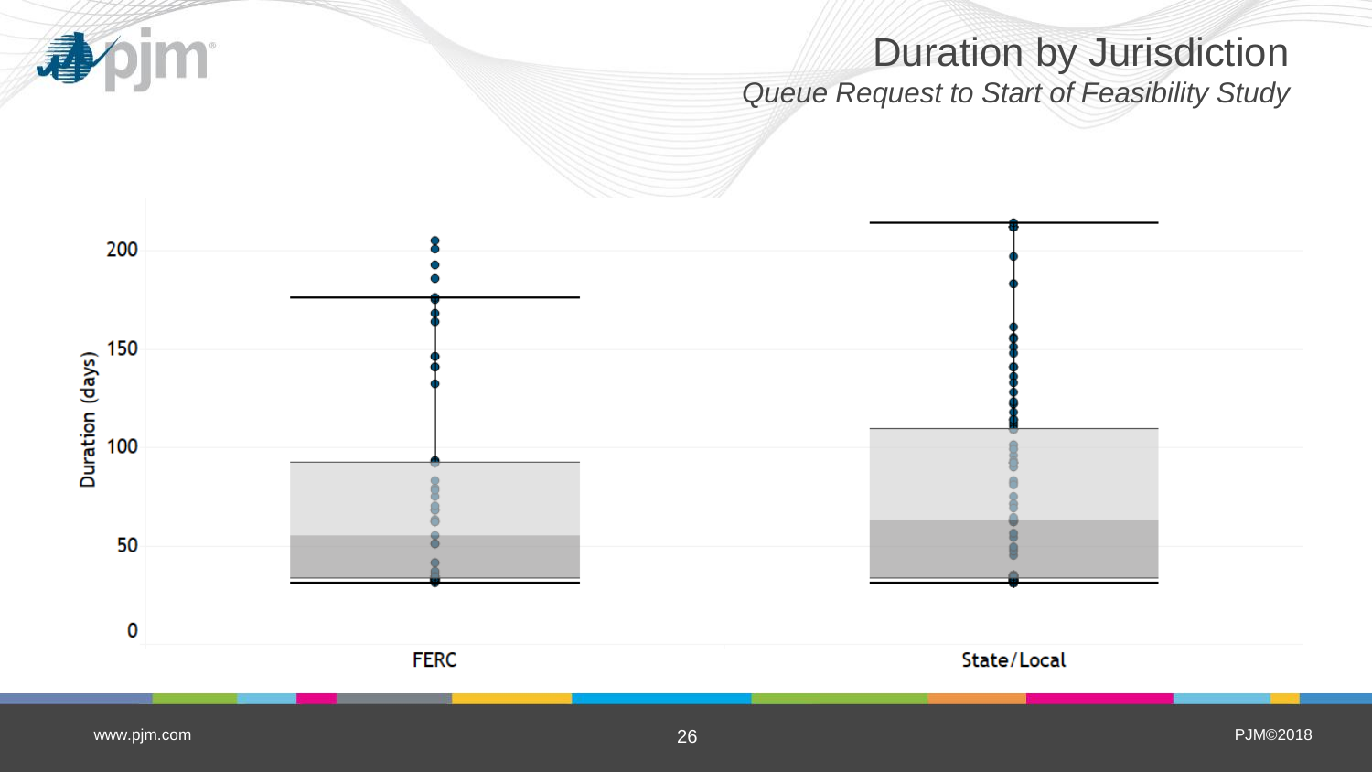# Duration by Jurisdiction

*Queue Request to Start of Feasibility Study*

Duration (days)

0
50
100
150
200

FERC

State/Local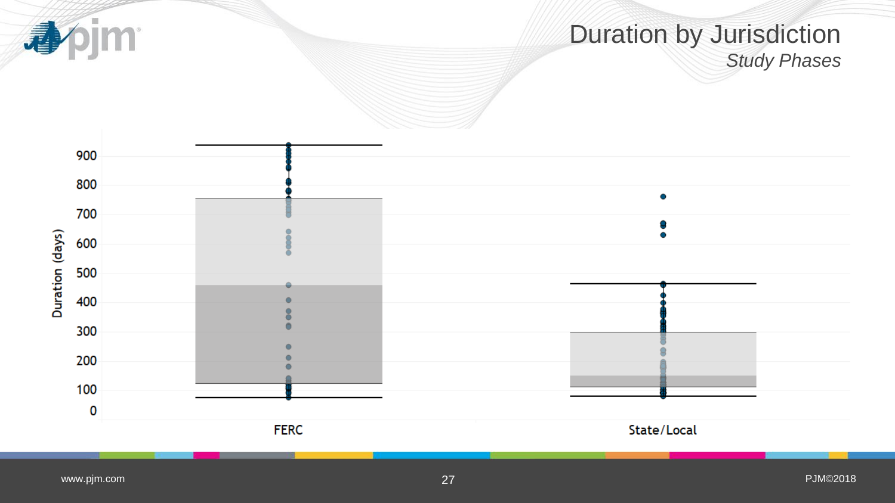# Duration by Jurisdiction

*Study Phases*

Duration (days)

900
800
700
600
500
400
300
200
100
0

FERC

State/Local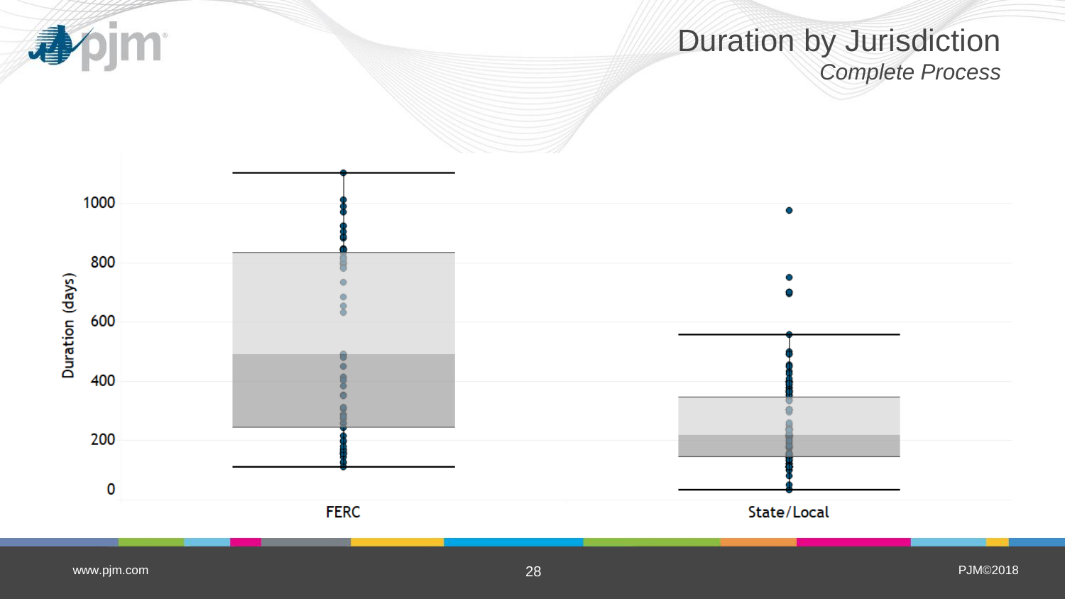# Duration by Jurisdiction

*Complete Process*

Duration (days)

1000

800

600

400

200

0

FERC

State/Local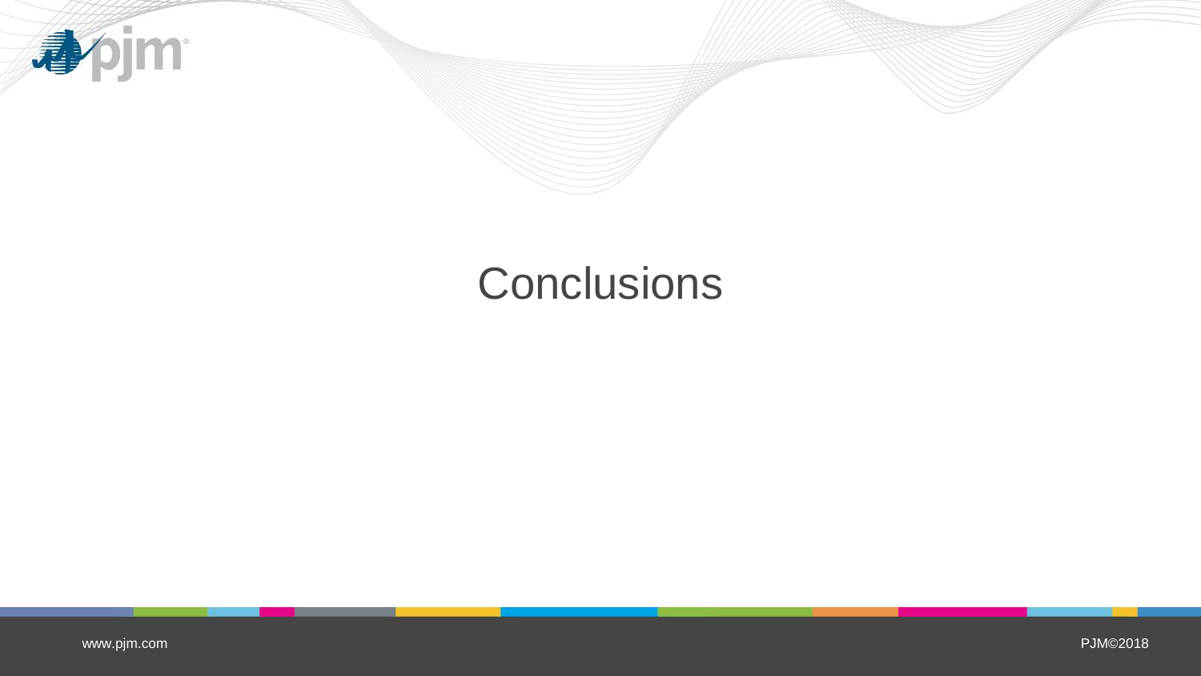# Conclusions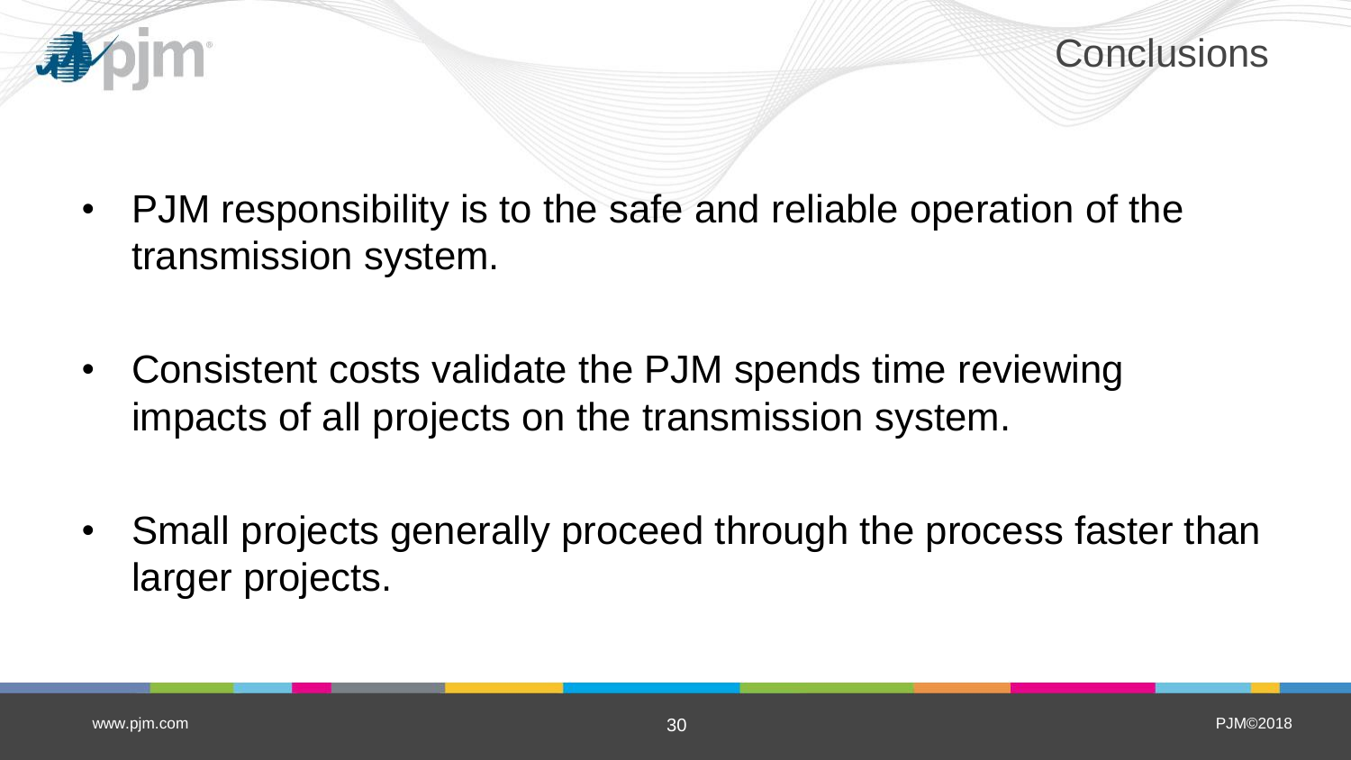# Conclusions

- PJM responsibility is to the safe and reliable operation of the transmission system.
- Consistent costs validate the PJM spends time reviewing impacts of all projects on the transmission system.
- Small projects generally proceed through the process faster than larger projects.